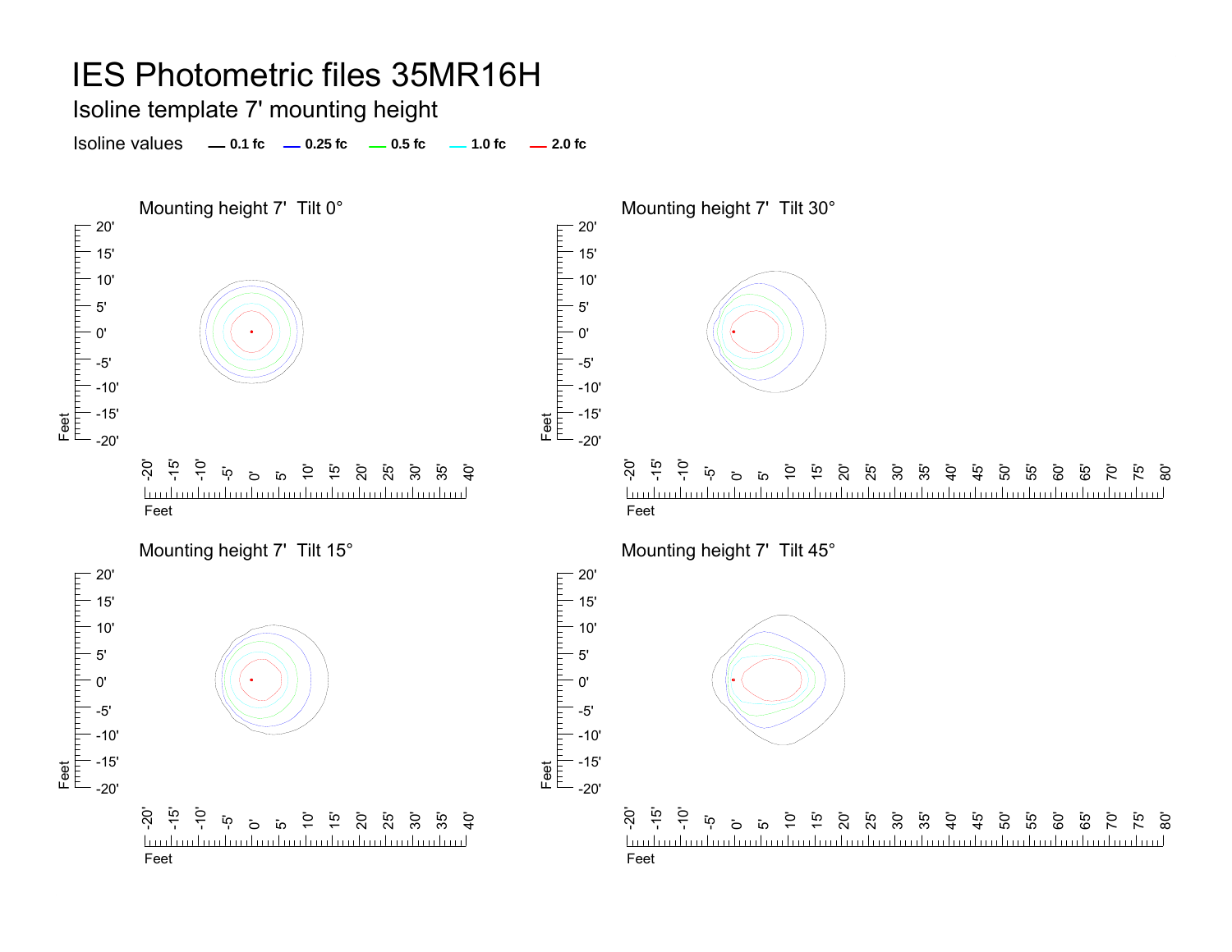# IES Photometric files 35MR16H

## Isoline template 7' mounting height

Isoline values — 0.1 fc — 0.25 fc — 0.5 fc — 1.0 fc — 2.0 fc

### Mounting height 7' Tilt 0°

### Mounting height 7' Tilt 30°

### Mounting height 7' Tilt 15°

### Mounting height 7' Tilt 45°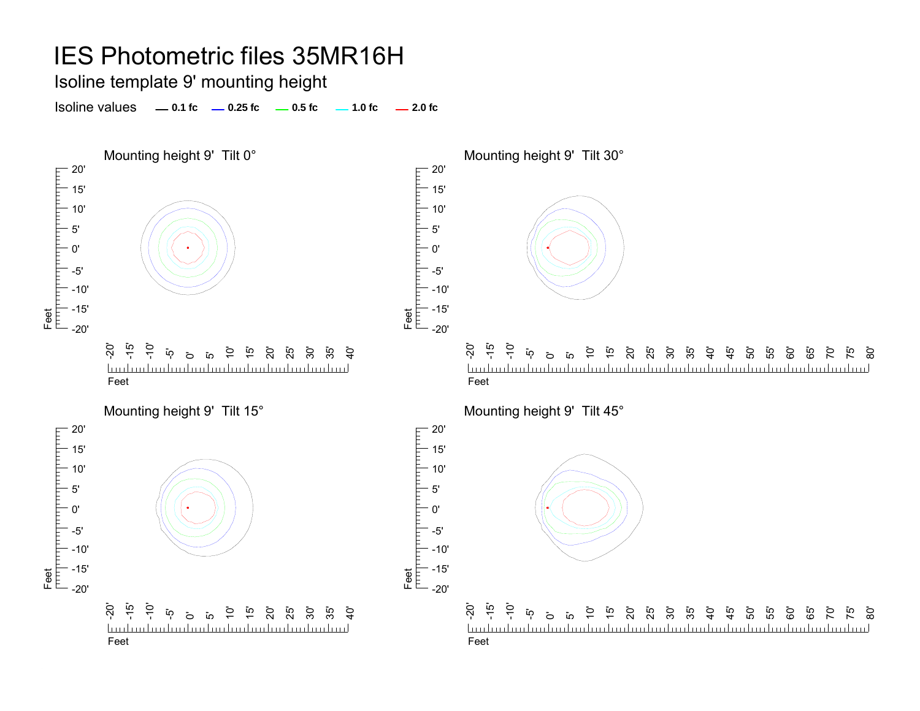# IES Photometric files 35MR16H

## Isoline template 9' mounting height

Isoline values — 0.1 fc — 0.25 fc — 0.5 fc — 1.0 fc — 2.0 fc

### Mounting height 9' Tilt 0°

### Mounting height 9' Tilt 30°

### Mounting height 9' Tilt 15°

### Mounting height 9' Tilt 45°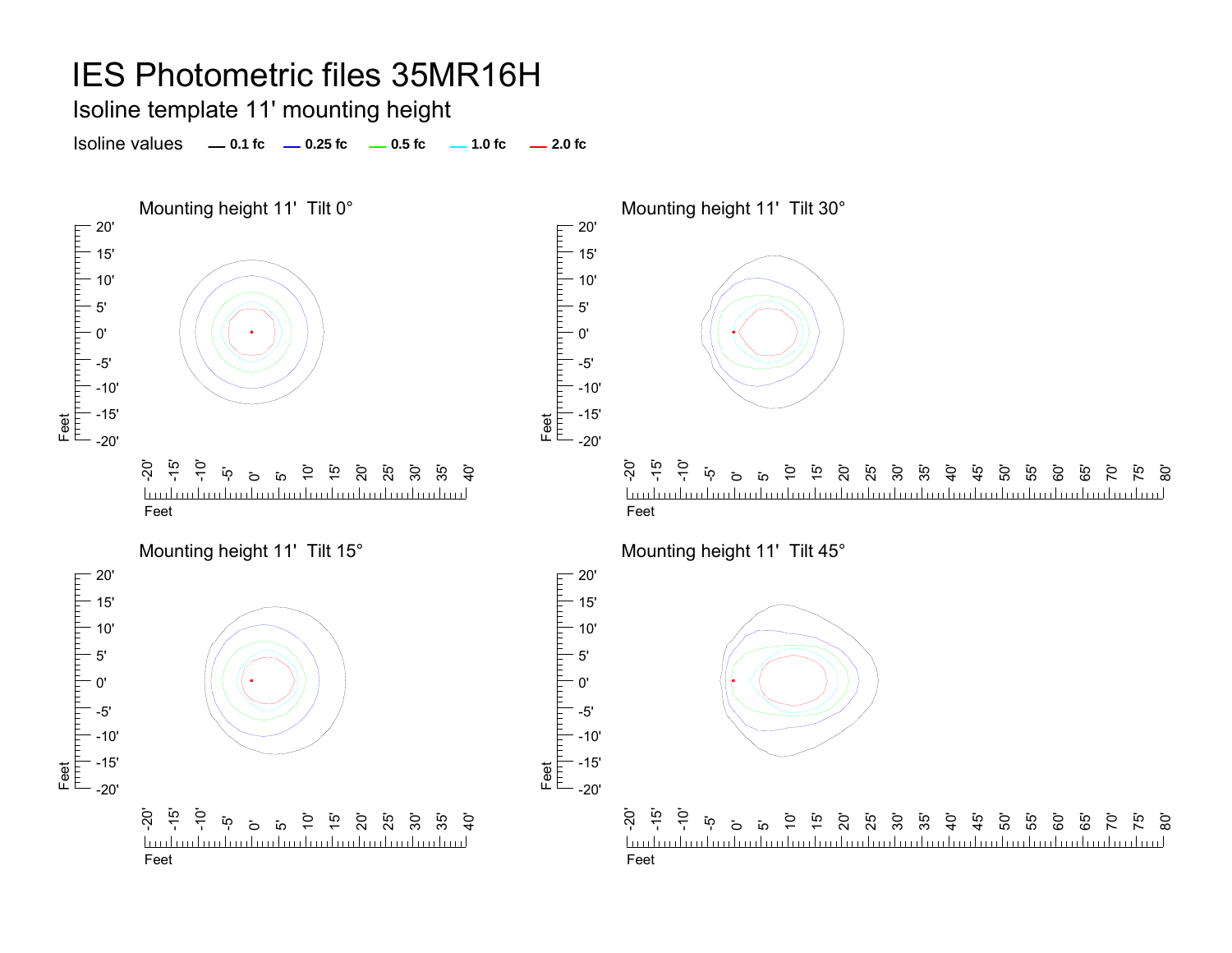# IES Photometric files 35MR16H

## Isoline template 11' mounting height

Isoline values — 0.1 fc — 0.25 fc — 0.5 fc — 1.0 fc — 2.0 fc

Mounting height 11' Tilt 0°

Mounting height 11' Tilt 30°

Mounting height 11' Tilt 15°

Mounting height 11' Tilt 45°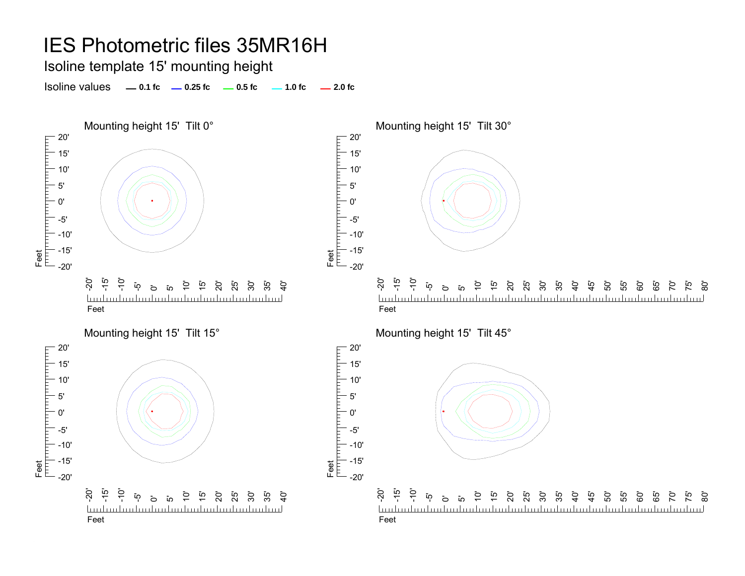# IES Photometric files 35MR16H

## Isoline template 15' mounting height

Isoline values — 0.1 fc — 0.25 fc — 0.5 fc — 1.0 fc — 2.0 fc

### Mounting height 15'  Tilt 0°

### Mounting height 15'  Tilt 30°

### Mounting height 15'  Tilt 15°

### Mounting height 15'  Tilt 45°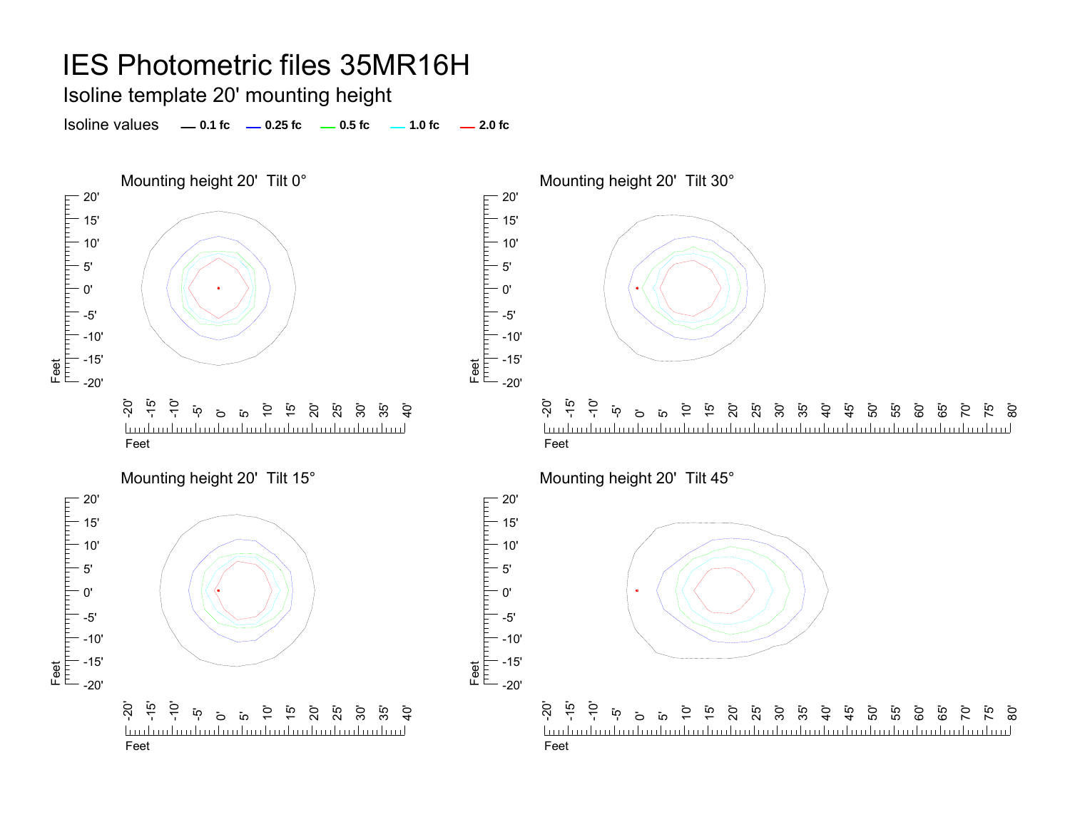# IES Photometric files 35MR16H

## Isoline template 20' mounting height

Isoline values — 0.1 fc — 0.25 fc — 0.5 fc — 1.0 fc — 2.0 fc

### Mounting height 20' Tilt 0°

### Mounting height 20' Tilt 30°

### Mounting height 20' Tilt 15°

### Mounting height 20' Tilt 45°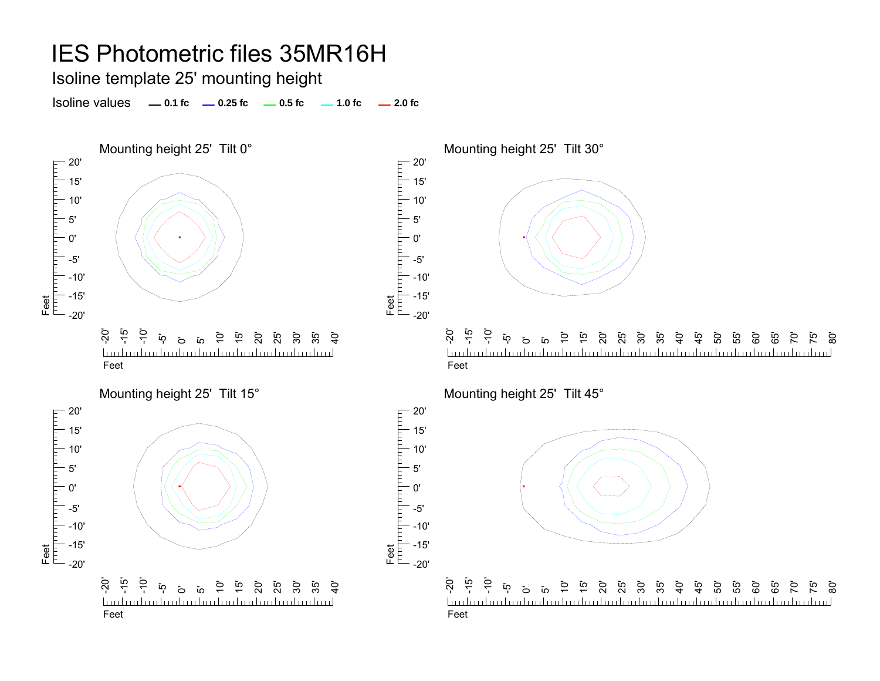# IES Photometric files 35MR16H

## Isoline template 25' mounting height

Isoline values — 0.1 fc — 0.25 fc — 0.5 fc — 1.0 fc — 2.0 fc

Mounting height 25' Tilt 0°

Mounting height 25' Tilt 30°

Mounting height 25' Tilt 15°

Mounting height 25' Tilt 45°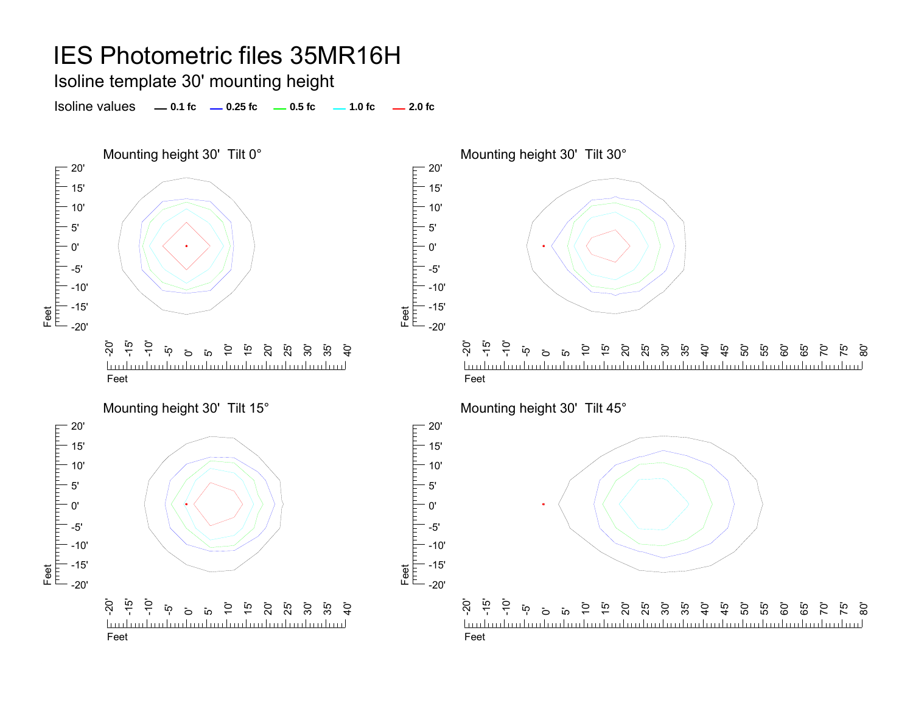# IES Photometric files 35MR16H

## Isoline template 30' mounting height

Isoline values — 0.1 fc — 0.25 fc — 0.5 fc — 1.0 fc — 2.0 fc

Mounting height 30' Tilt 0°

20' 15' 10' 5' 0' -5' -10' -15' -20'

Feet

-20' -15' -10' -5' 0' 5' 10' 15' 20' 25' 30' 35' 40'

Feet

Mounting height 30' Tilt 30°

20' 15' 10' 5' 0' -5' -10' -15' -20'

Feet

-20' -15' -10' -5' 0' 5' 10' 15' 20' 25' 30' 35' 40' 45' 50' 55' 60' 65' 70' 75' 80'

Feet

Mounting height 30' Tilt 15°

20' 15' 10' 5' 0' -5' -10' -15' -20'

Feet

-20' -15' -10' -5' 0' 5' 10' 15' 20' 25' 30' 35' 40'

Feet

Mounting height 30' Tilt 45°

20' 15' 10' 5' 0' -5' -10' -15' -20'

Feet

-20' -15' -10' -5' 0' 5' 10' 15' 20' 25' 30' 35' 40' 45' 50' 55' 60' 65' 70' 75' 80'

Feet